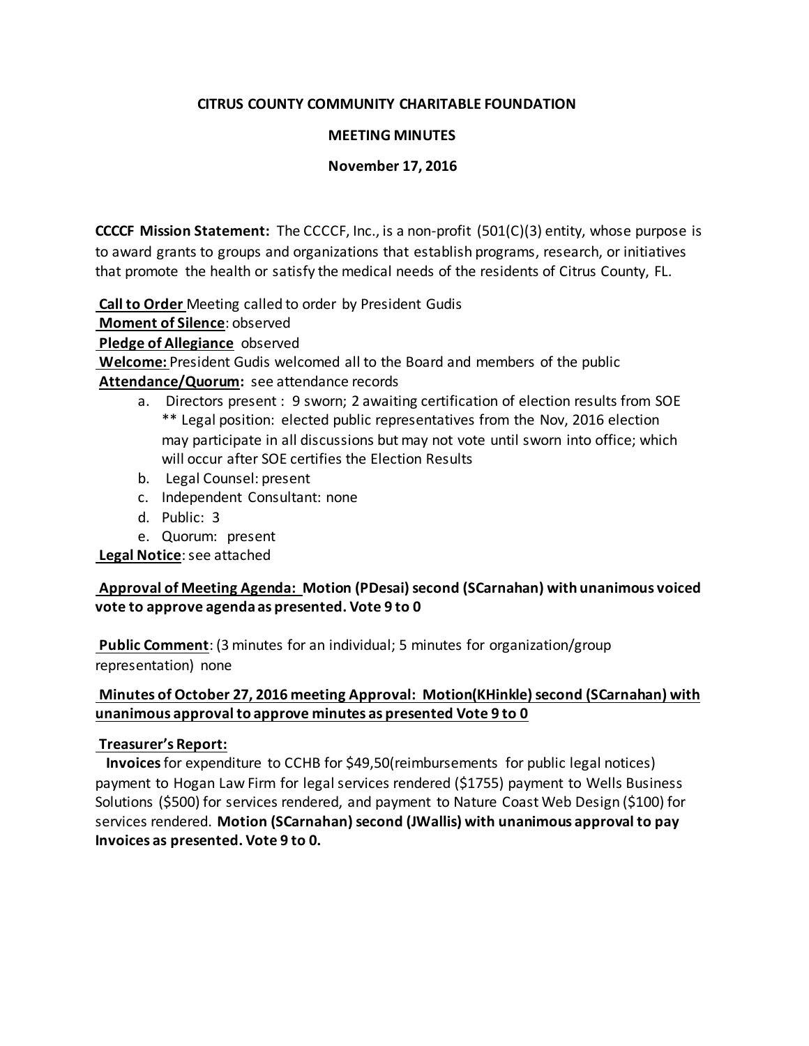**CITRUS COUNTY COMMUNITY CHARITABLE FOUNDATION**

**MEETING MINUTES**

**November 17, 2016**

**CCCCF Mission Statement:** The CCCCF, Inc., is a non-profit (501(C)(3) entity, whose purpose is to award grants to groups and organizations that establish programs, research, or initiatives that promote the health or satisfy the medical needs of the residents of Citrus County, FL.

**Call to Order** Meeting called to order by President Gudis

**Moment of Silence**: observed

**Pledge of Allegiance** observed

**Welcome:** President Gudis welcomed all to the Board and members of the public

**Attendance/Quorum:** see attendance records

a. Directors present : 9 sworn; 2 awaiting certification of election results from SOE
   ** Legal position: elected public representatives from the Nov, 2016 election may participate in all discussions but may not vote until sworn into office; which will occur after SOE certifies the Election Results
b. Legal Counsel: present
c. Independent Consultant: none
d. Public: 3
e. Quorum: present

**Legal Notice**: see attached

**Approval of Meeting Agenda: Motion (PDesai) second (SCarnahan) with unanimous voiced vote to approve agenda as presented. Vote 9 to 0**

**Public Comment**: (3 minutes for an individual; 5 minutes for organization/group representation) none

**Minutes of October 27, 2016 meeting Approval: Motion(KHinkle) second (SCarnahan) with unanimous approval to approve minutes as presented Vote 9 to 0**

**Treasurer's Report:**

**Invoices** for expenditure to CCHB for $49,50(reimbursements for public legal notices) payment to Hogan Law Firm for legal services rendered ($1755) payment to Wells Business Solutions ($500) for services rendered, and payment to Nature Coast Web Design ($100) for services rendered. **Motion (SCarnahan) second (JWallis) with unanimous approval to pay Invoices as presented. Vote 9 to 0.**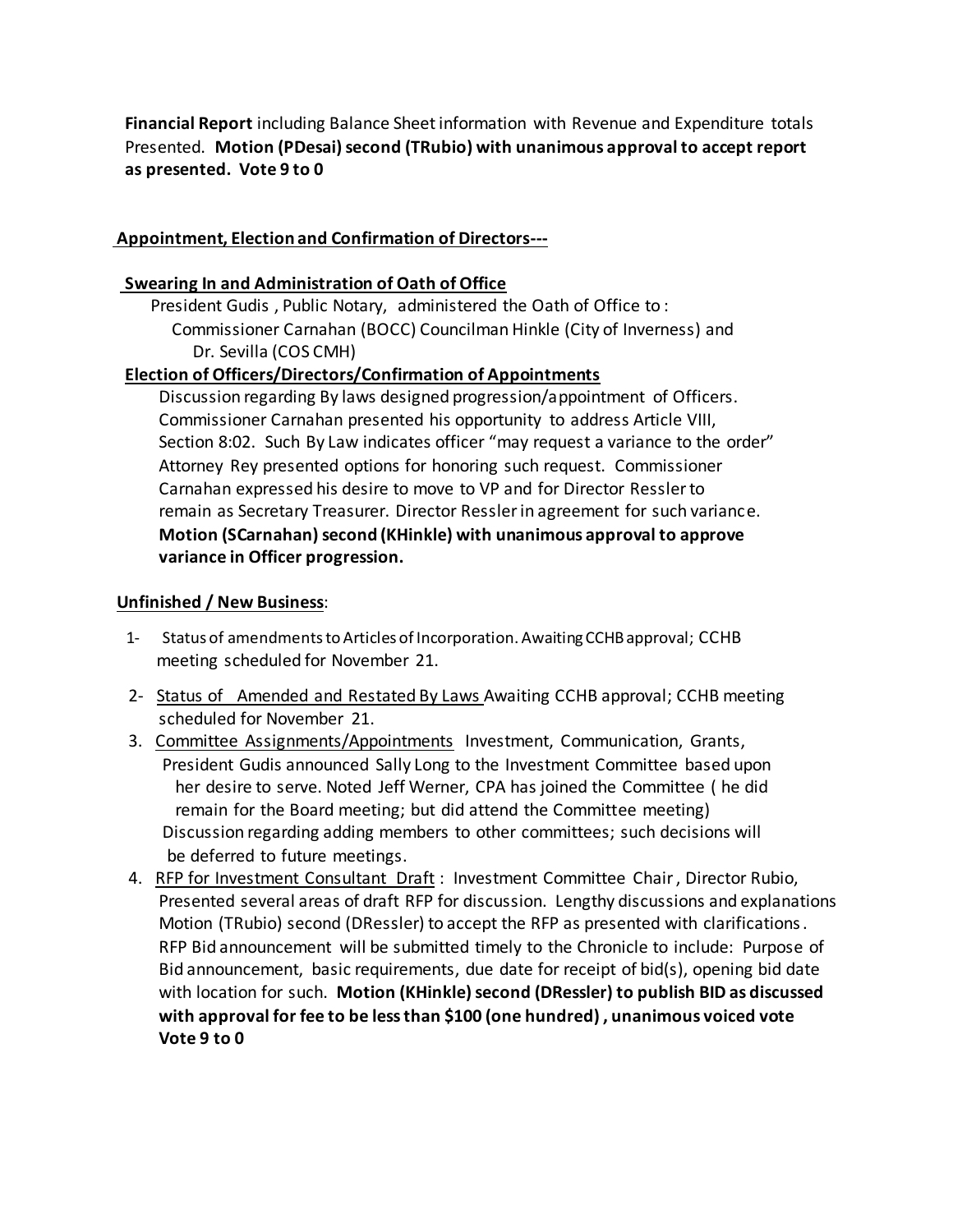**Financial Report** including Balance Sheet information with Revenue and Expenditure totals Presented. **Motion (PDesai) second (TRubio) with unanimous approval to accept report as presented. Vote 9 to 0**

**Appointment, Election and Confirmation of Directors---**

**Swearing In and Administration of Oath of Office**

President Gudis , Public Notary, administered the Oath of Office to :
Commissioner Carnahan (BOCC) Councilman Hinkle (City of Inverness) and Dr. Sevilla (COS CMH)

**Election of Officers/Directors/Confirmation of Appointments**

Discussion regarding By laws designed progression/appointment of Officers. Commissioner Carnahan presented his opportunity to address Article VIII, Section 8:02. Such By Law indicates officer "may request a variance to the order" Attorney Rey presented options for honoring such request. Commissioner Carnahan expressed his desire to move to VP and for Director Ressler to remain as Secretary Treasurer. Director Ressler in agreement for such variance. **Motion (SCarnahan) second (KHinkle) with unanimous approval to approve variance in Officer progression.**

**Unfinished / New Business**:

1- Status of amendments to Articles of Incorporation. Awaiting CCHB approval; CCHB meeting scheduled for November 21.

2- Status of Amended and Restated By Laws Awaiting CCHB approval; CCHB meeting scheduled for November 21.

3. Committee Assignments/Appointments Investment, Communication, Grants, President Gudis announced Sally Long to the Investment Committee based upon her desire to serve. Noted Jeff Werner, CPA has joined the Committee ( he did remain for the Board meeting; but did attend the Committee meeting) Discussion regarding adding members to other committees; such decisions will be deferred to future meetings.

4. RFP for Investment Consultant Draft : Investment Committee Chair , Director Rubio, Presented several areas of draft RFP for discussion. Lengthy discussions and explanations Motion (TRubio) second (DRessler) to accept the RFP as presented with clarifications. RFP Bid announcement will be submitted timely to the Chronicle to include: Purpose of Bid announcement, basic requirements, due date for receipt of bid(s), opening bid date with location for such. **Motion (KHinkle) second (DRessler) to publish BID as discussed with approval for fee to be less than $100 (one hundred) , unanimous voiced vote Vote 9 to 0**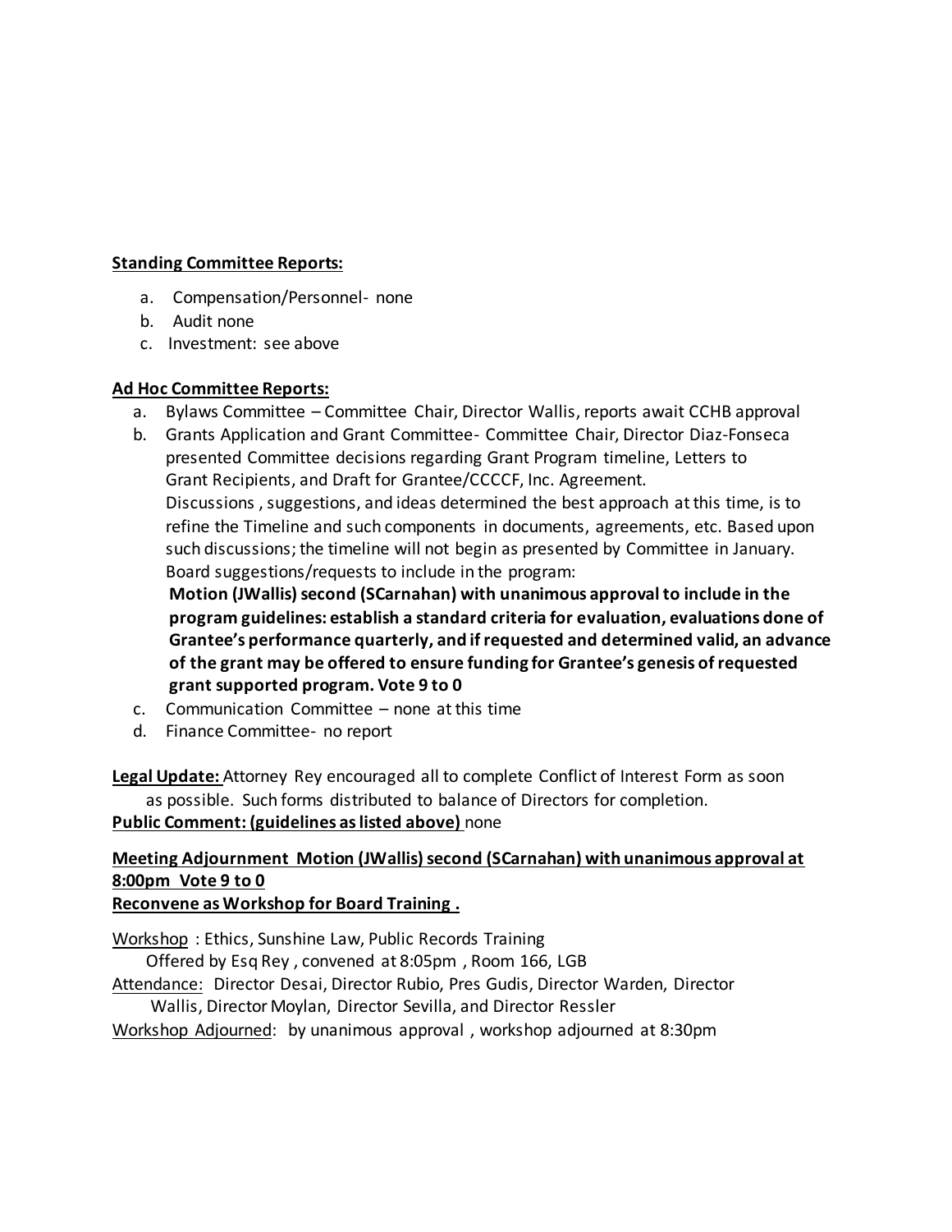**Standing Committee Reports:**

a. Compensation/Personnel- none
b. Audit none
c. Investment: see above

**Ad Hoc Committee Reports:**

a. Bylaws Committee – Committee Chair, Director Wallis, reports await CCHB approval
b. Grants Application and Grant Committee- Committee Chair, Director Diaz-Fonseca presented Committee decisions regarding Grant Program timeline, Letters to Grant Recipients, and Draft for Grantee/CCCCF, Inc. Agreement.
   Discussions , suggestions, and ideas determined the best approach at this time, is to refine the Timeline and such components in documents, agreements, etc. Based upon such discussions; the timeline will not begin as presented by Committee in January.
   Board suggestions/requests to include in the program:
   **Motion (JWallis) second (SCarnahan) with unanimous approval to include in the program guidelines: establish a standard criteria for evaluation, evaluations done of Grantee's performance quarterly, and if requested and determined valid, an advance of the grant may be offered to ensure funding for Grantee's genesis of requested grant supported program. Vote 9 to 0**
c. Communication Committee – none at this time
d. Finance Committee- no report

**Legal Update:** Attorney Rey encouraged all to complete Conflict of Interest Form as soon as possible. Such forms distributed to balance of Directors for completion.
**Public Comment: (guidelines as listed above)** none

**Meeting Adjournment Motion (JWallis) second (SCarnahan) with unanimous approval at 8:00pm Vote 9 to 0**
**Reconvene as Workshop for Board Training .**

Workshop : Ethics, Sunshine Law, Public Records Training
Offered by Esq Rey , convened at 8:05pm , Room 166, LGB
Attendance: Director Desai, Director Rubio, Pres Gudis, Director Warden, Director Wallis, Director Moylan, Director Sevilla, and Director Ressler
Workshop Adjourned: by unanimous approval , workshop adjourned at 8:30pm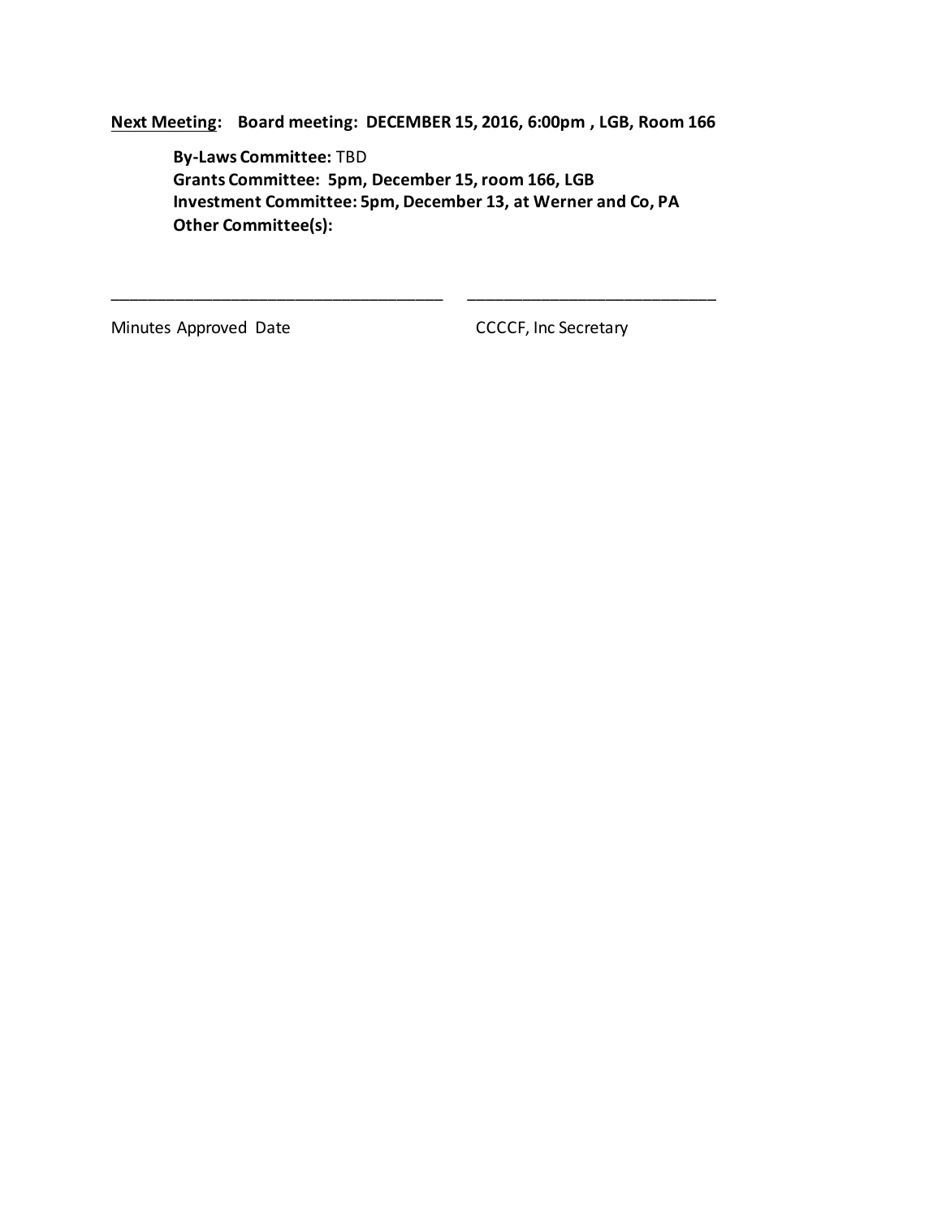**<u>Next Meeting</u>: Board meeting: DECEMBER 15, 2016, 6:00pm , LGB, Room 166**

**By-Laws Committee:** TBD
**Grants Committee: 5pm, December 15, room 166, LGB**
**Investment Committee: 5pm, December 13, at Werner and Co, PA**
**Other Committee(s):**

_____________________________________ ____________________________

Minutes Approved Date CCCCF, Inc Secretary